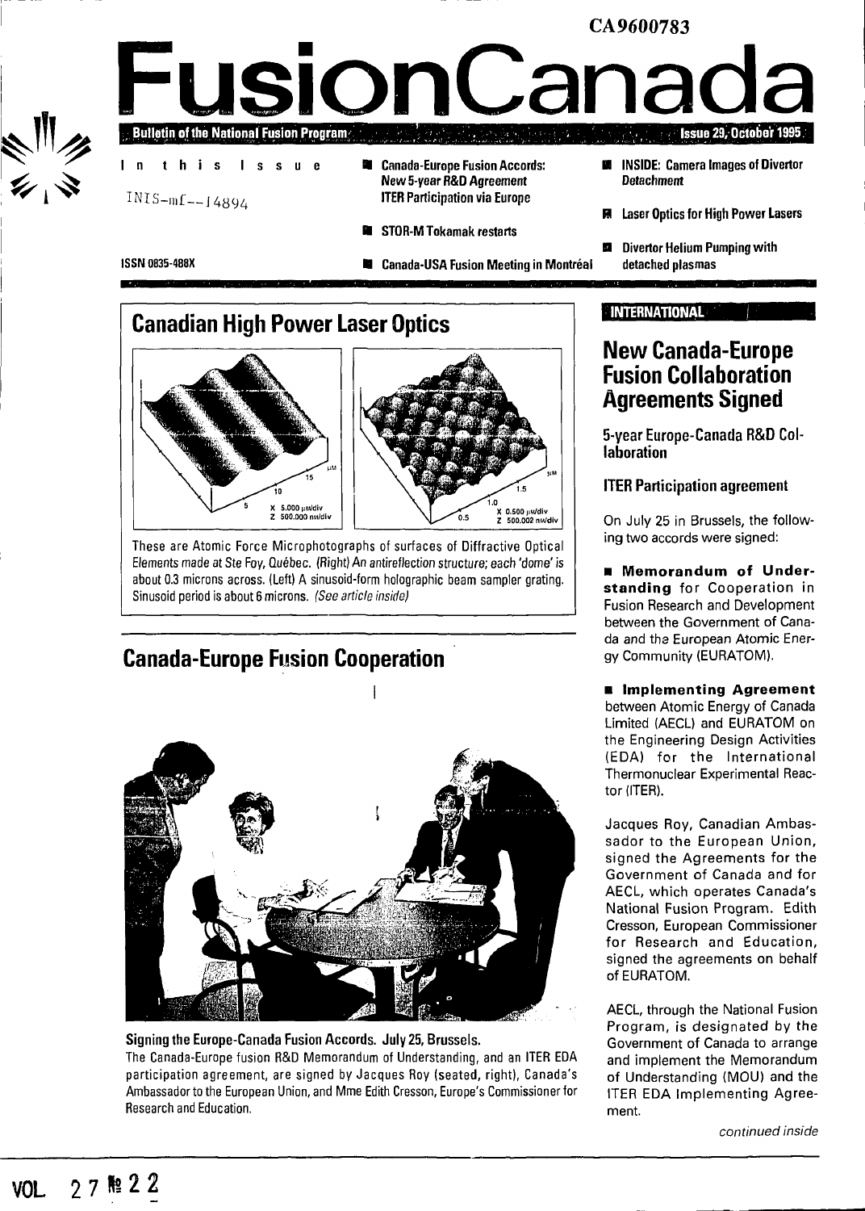CA9600783

# FusionCanada

**Bulletin of the National Fusion Program** — **Issue 29, October 1995**

**In this Issue**

INIS-mf--14894

ISSN 0835-488X

- Canada-Europe Fusion Accords: New 5-year R&D Agreement ITER Participation via Europe
- STOR-M Tokamak restarts
- Canada-USA Fusion Meeting in Montréal
- INSIDE: Camera Images of Divertor Detachment
- Laser Optics for High Power Lasers
- Divertor Helium Pumping with detached plasmas

## Canadian High Power Laser Optics

These are Atomic Force Microphotographs of surfaces of Diffractive Optical Elements made at Ste Foy, Québec. (Right) An antireflection structure; each 'dome' is about 0.3 microns across. (Left) A sinusoid-form holographic beam sampler grating. Sinusoid period is about 6 microns. *(See article inside)*

## Canada-Europe Fusion Cooperation

**Signing the Europe-Canada Fusion Accords. July 25, Brussels.**
The Canada-Europe fusion R&D Memorandum of Understanding, and an ITER EDA participation agreement, are signed by Jacques Roy (seated, right), Canada's Ambassador to the European Union, and Mme Edith Cresson, Europe's Commissioner for Research and Education.

**INTERNATIONAL**

## New Canada-Europe Fusion Collaboration Agreements Signed

### 5-year Europe-Canada R&D Collaboration

### ITER Participation agreement

On July 25 in Brussels, the following two accords were signed:

- **Memorandum of Understanding** for Cooperation in Fusion Research and Development between the Government of Canada and the European Atomic Energy Community (EURATOM).
- **Implementing Agreement** between Atomic Energy of Canada Limited (AECL) and EURATOM on the Engineering Design Activities (EDA) for the International Thermonuclear Experimental Reactor (ITER).

Jacques Roy, Canadian Ambassador to the European Union, signed the Agreements for the Government of Canada and for AECL, which operates Canada's National Fusion Program. Edith Cresson, European Commissioner for Research and Education, signed the agreements on behalf of EURATOM.

AECL, through the National Fusion Program, is designated by the Government of Canada to arrange and implement the Memorandum of Understanding (MOU) and the ITER EDA Implementing Agreement.

*continued inside*

VOL 27 № 22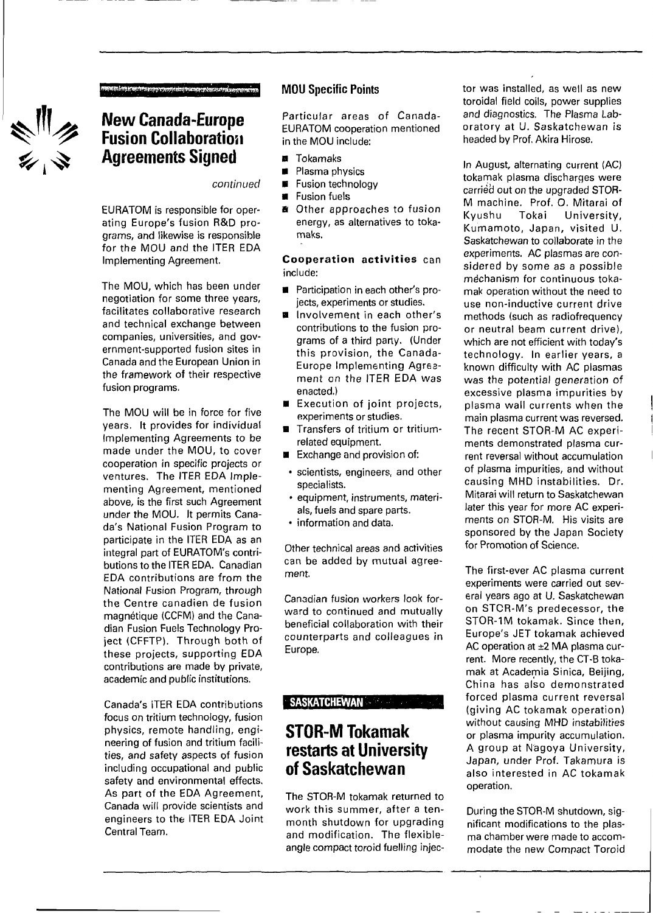## New Canada-Europe Fusion Collaboration Agreements Signed

*continued*

EURATOM is responsible for operating Europe's fusion R&D programs, and likewise is responsible for the MOU and the ITER EDA Implementing Agreement.

The MOU, which has been under negotiation for some three years, facilitates collaborative research and technical exchange between companies, universities, and government-supported fusion sites in Canada and the European Union in the framework of their respective fusion programs.

The MOU will be in force for five years. It provides for individual Implementing Agreements to be made under the MOU, to cover cooperation in specific projects or ventures. The ITER EDA Implementing Agreement, mentioned above, is the first such Agreement under the MOU. It permits Canada's National Fusion Program to participate in the ITER EDA as an integral part of EURATOM's contributions to the ITER EDA. Canadian EDA contributions are from the National Fusion Program, through the Centre canadien de fusion magnétique (CCFM) and the Canadian Fusion Fuels Technology Project (CFFTP). Through both of these projects, supporting EDA contributions are made by private, academic and public institutions.

Canada's ITER EDA contributions focus on tritium technology, fusion physics, remote handling, engineering of fusion and tritium facilities, and safety aspects of fusion including occupational and public safety and environmental effects. As part of the EDA Agreement, Canada will provide scientists and engineers to the ITER EDA Joint Central Team.

### MOU Specific Points

Particular areas of Canada-EURATOM cooperation mentioned in the MOU include:

- Tokamaks
- Plasma physics
- Fusion technology
- Fusion fuels
- Other approaches to fusion energy, as alternatives to tokamaks.

**Cooperation activities** can include:

- Participation in each other's projects, experiments or studies.
- Involvement in each other's contributions to the fusion programs of a third party. (Under this provision, the Canada-Europe Implementing Agreement on the ITER EDA was enacted.)
- Execution of joint projects, experiments or studies.
- Transfers of tritium or tritium-related equipment.
- Exchange and provision of:
  - scientists, engineers, and other specialists.
  - equipment, instruments, materials, fuels and spare parts.
  - information and data.

Other technical areas and activities can be added by mutual agreement.

Canadian fusion workers look forward to continued and mutually beneficial collaboration with their counterparts and colleagues in Europe.

**SASKATCHEWAN**

## STOR-M Tokamak restarts at University of Saskatchewan

The STOR-M tokamak returned to work this summer, after a ten-month shutdown for upgrading and modification. The flexible-angle compact toroid fuelling injector was installed, as well as new toroidal field coils, power supplies and diagnostics. The Plasma Laboratory at U. Saskatchewan is headed by Prof. Akira Hirose.

In August, alternating current (AC) tokamak plasma discharges were carried out on the upgraded STOR-M machine. Prof. O. Mitarai of Kyushu Tokai University, Kumamoto, Japan, visited U. Saskatchewan to collaborate in the experiments. AC plasmas are considered by some as a possible mechanism for continuous tokamak operation without the need to use non-inductive current drive methods (such as radiofrequency or neutral beam current drive), which are not efficient with today's technology. In earlier years, a known difficulty with AC plasmas was the potential generation of excessive plasma impurities by plasma wall currents when the main plasma current was reversed. The recent STOR-M AC experiments demonstrated plasma current reversal without accumulation of plasma impurities, and without causing MHD instabilities. Dr. Mitarai will return to Saskatchewan later this year for more AC experiments on STOR-M. His visits are sponsored by the Japan Society for Promotion of Science.

The first-ever AC plasma current experiments were carried out several years ago at U. Saskatchewan on STOR-M's predecessor, the STOR-1M tokamak. Since then, Europe's JET tokamak achieved AC operation at ±2 MA plasma current. More recently, the CT-6 tokamak at Academia Sinica, Beijing, China has also demonstrated forced plasma current reversal (giving AC tokamak operation) without causing MHD instabilities or plasma impurity accumulation. A group at Nagoya University, Japan, under Prof. Takamura is also interested in AC tokamak operation.

During the STOR-M shutdown, significant modifications to the plasma chamber were made to accommodate the new Compact Toroid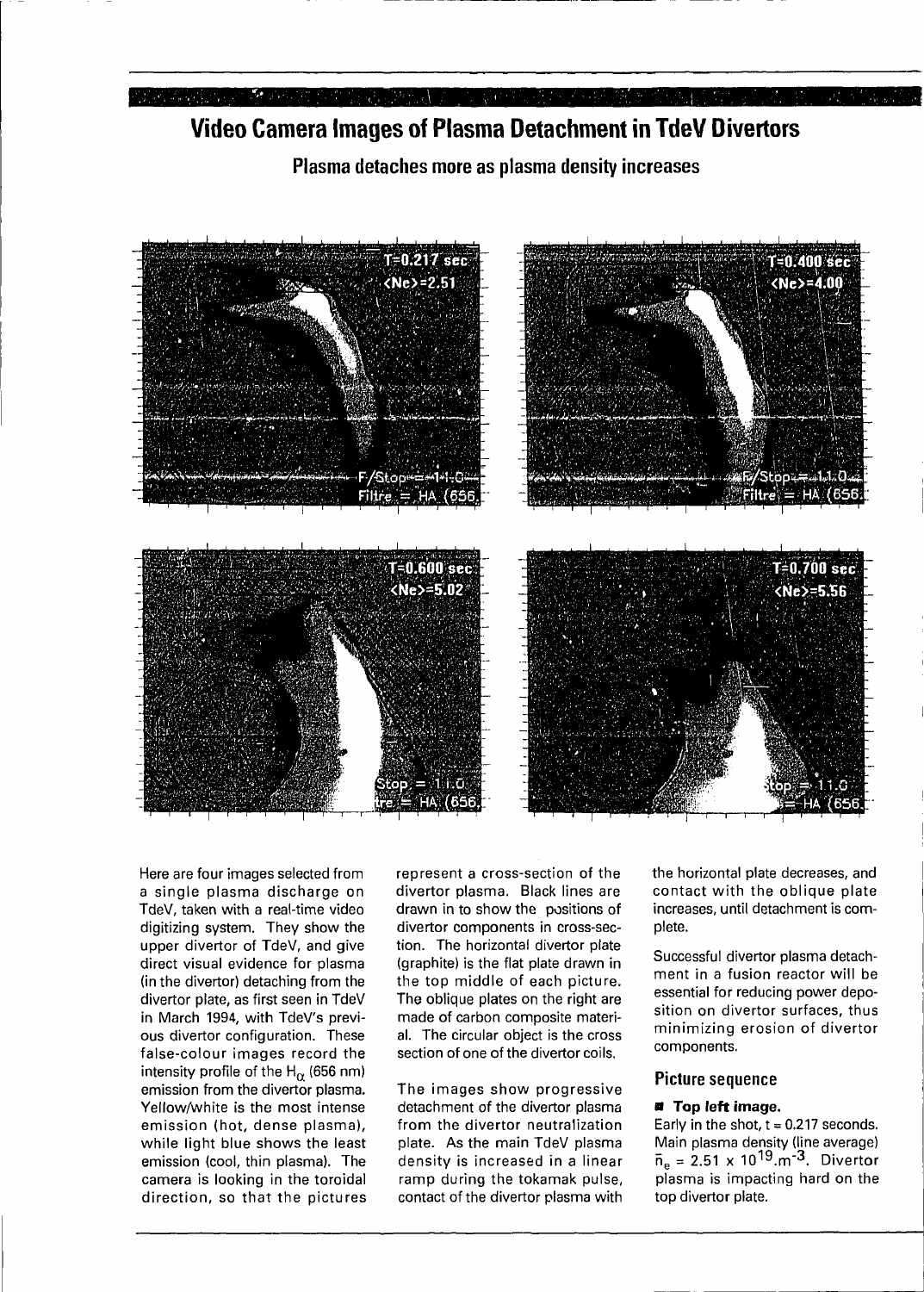# Video Camera Images of Plasma Detachment in TdeV Divertors

## Plasma detaches more as plasma density increases

Here are four images selected from a single plasma discharge on TdeV, taken with a real-time video digitizing system. They show the upper divertor of TdeV, and give direct visual evidence for plasma (in the divertor) detaching from the divertor plate, as first seen in TdeV in March 1994, with TdeV's previous divertor configuration. These false-colour images record the intensity profile of the $H_\alpha$ (656 nm) emission from the divertor plasma. Yellow/white is the most intense emission (hot, dense plasma), while light blue shows the least emission (cool, thin plasma). The camera is looking in the toroidal direction, so that the pictures represent a cross-section of the divertor plasma. Black lines are drawn in to show the positions of divertor components in cross-section. The horizontal divertor plate (graphite) is the flat plate drawn in the top middle of each picture. The oblique plates on the right are made of carbon composite material. The circular object is the cross section of one of the divertor coils.

The images show progressive detachment of the divertor plasma from the divertor neutralization plate. As the main TdeV plasma density is increased in a linear ramp during the tokamak pulse, contact of the divertor plasma with the horizontal plate decreases, and contact with the oblique plate increases, until detachment is complete.

Successful divertor plasma detachment in a fusion reactor will be essential for reducing power deposition on divertor surfaces, thus minimizing erosion of divertor components.

### Picture sequence

- **Top left image.**
Early in the shot, t = 0.217 seconds. Main plasma density (line average) $\bar{n}_e = 2.51 \times 10^{19}.m^{-3}$. Divertor plasma is impacting hard on the top divertor plate.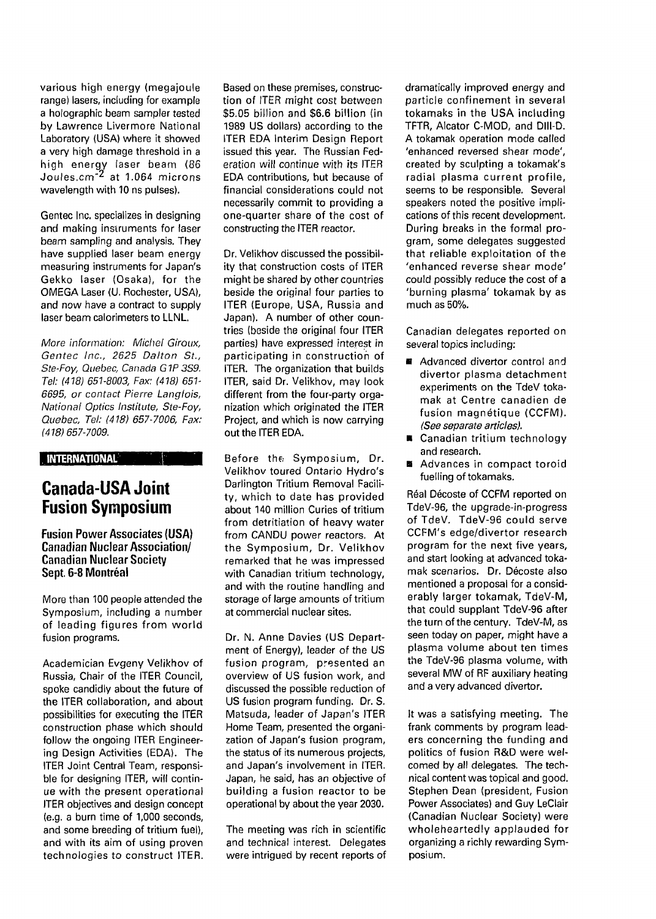various high energy (megajoule range) lasers, including for example a holographic beam sampler tested by Lawrence Livermore National Laboratory (USA) where it showed a very high damage threshold in a high energy laser beam (86 Joules.cm$^{-2}$ at 1.064 microns wavelength with 10 ns pulses).

Gentec Inc. specializes in designing and making instruments for laser beam sampling and analysis. They have supplied laser beam energy measuring instruments for Japan's Gekko laser (Osaka), for the OMEGA Laser (U. Rochester, USA), and now have a contract to supply laser beam calorimeters to LLNL.

*More information: Michel Giroux, Gentec Inc., 2625 Dalton St., Ste-Foy, Quebec, Canada G1P 3S9. Tel: (418) 651-8003, Fax: (418) 651-6695, or contact Pierre Langlois, National Optics Institute, Ste-Foy, Quebec, Tel: (418) 657-7006, Fax: (418) 657-7009.*

**INTERNATIONAL**

# Canada-USA Joint Fusion Symposium

### Fusion Power Associates (USA) Canadian Nuclear Association/ Canadian Nuclear Society Sept. 6-8 Montréal

More than 100 people attended the Symposium, including a number of leading figures from world fusion programs.

Academician Evgeny Velikhov of Russia, Chair of the ITER Council, spoke candidly about the future of the ITER collaboration, and about possibilities for executing the ITER construction phase which should follow the ongoing ITER Engineering Design Activities (EDA). The ITER Joint Central Team, responsible for designing ITER, will continue with the present operational ITER objectives and design concept (e.g. a burn time of 1,000 seconds, and some breeding of tritium fuel), and with its aim of using proven technologies to construct ITER. Based on these premises, construction of ITER might cost between \$5.05 billion and \$6.6 billion (in 1989 US dollars) according to the ITER EDA Interim Design Report issued this year. The Russian Federation will continue with its ITER EDA contributions, but because of financial considerations could not necessarily commit to providing a one-quarter share of the cost of constructing the ITER reactor.

Dr. Velikhov discussed the possibility that construction costs of ITER might be shared by other countries beside the original four parties to ITER (Europe, USA, Russia and Japan). A number of other countries (beside the original four ITER parties) have expressed interest in participating in construction of ITER. The organization that builds ITER, said Dr. Velikhov, may look different from the four-party organization which originated the ITER Project, and which is now carrying out the ITER EDA.

Before the Symposium, Dr. Velikhov toured Ontario Hydro's Darlington Tritium Removal Facility, which to date has provided about 140 million Curies of tritium from detritiation of heavy water from CANDU power reactors. At the Symposium, Dr. Velikhov remarked that he was impressed with Canadian tritium technology, and with the routine handling and storage of large amounts of tritium at commercial nuclear sites.

Dr. N. Anne Davies (US Department of Energy), leader of the US fusion program, presented an overview of US fusion work, and discussed the possible reduction of US fusion program funding. Dr. S. Matsuda, leader of Japan's ITER Home Team, presented the organization of Japan's fusion program, the status of its numerous projects, and Japan's involvement in ITER. Japan, he said, has an objective of building a fusion reactor to be operational by about the year 2030.

The meeting was rich in scientific and technical interest. Delegates were intrigued by recent reports of dramatically improved energy and particle confinement in several tokamaks in the USA including TFTR, Alcator C-MOD, and DIII-D. A tokamak operation mode called 'enhanced reversed shear mode', created by sculpting a tokamak's radial plasma current profile, seems to be responsible. Several speakers noted the positive implications of this recent development. During breaks in the formal program, some delegates suggested that reliable exploitation of the 'enhanced reverse shear mode' could possibly reduce the cost of a 'burning plasma' tokamak by as much as 50%.

Canadian delegates reported on several topics including:

- Advanced divertor control and divertor plasma detachment experiments on the TdeV tokamak at Centre canadien de fusion magnétique (CCFM). *(See separate articles).*
- Canadian tritium technology and research.
- Advances in compact toroid fuelling of tokamaks.

Réal Décoste of CCFM reported on TdeV-96, the upgrade-in-progress of TdeV. TdeV-96 could serve CCFM's edge/divertor research program for the next five years, and start looking at advanced tokamak scenarios. Dr. Décoste also mentioned a proposal for a considerably larger tokamak, TdeV-M, that could supplant TdeV-96 after the turn of the century. TdeV-M, as seen today on paper, might have a plasma volume about ten times the TdeV-96 plasma volume, with several MW of RF auxiliary heating and a very advanced divertor.

It was a satisfying meeting. The frank comments by program leaders concerning the funding and politics of fusion R&D were welcomed by all delegates. The technical content was topical and good. Stephen Dean (president, Fusion Power Associates) and Guy LeClair (Canadian Nuclear Society) were wholeheartedly applauded for organizing a richly rewarding Symposium.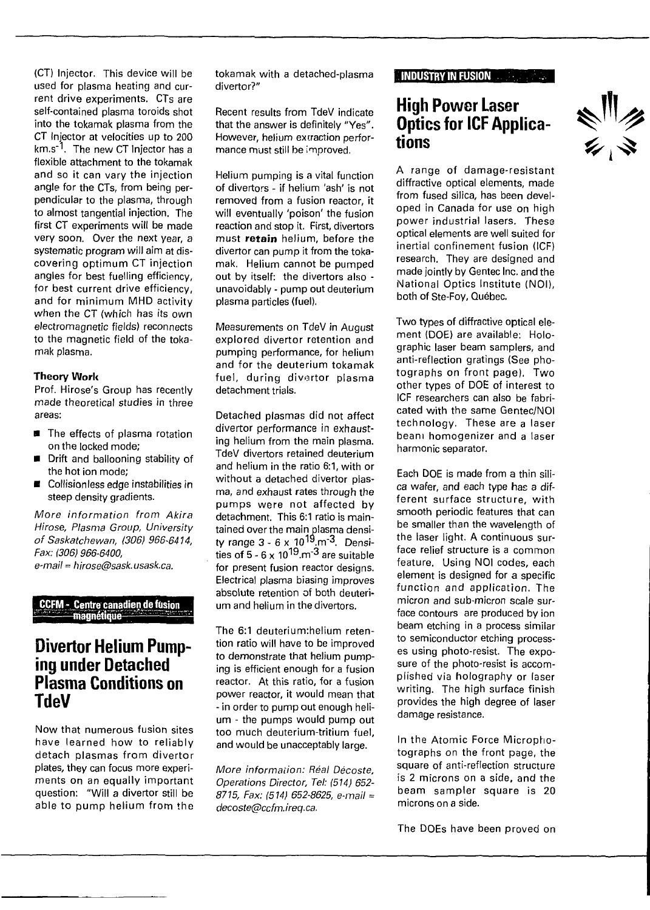(CT) Injector. This device will be used for plasma heating and current drive experiments. CTs are self-contained plasma toroids shot into the tokamak plasma from the CT Injector at velocities up to 200 $km.s^{-1}$. The new CT Injector has a flexible attachment to the tokamak and so it can vary the injection angle for the CTs, from being perpendicular to the plasma, through to almost tangential injection. The first CT experiments will be made very soon. Over the next year, a systematic program will aim at discovering optimum CT injection angles for best fuelling efficiency, for best current drive efficiency, and for minimum MHD activity when the CT (which has its own electromagnetic fields) reconnects to the magnetic field of the tokamak plasma.

#### Theory Work

Prof. Hirose's Group has recently made theoretical studies in three areas:

- The effects of plasma rotation on the locked mode;
- Drift and ballooning stability of the hot ion mode;
- Collisionless edge instabilities in steep density gradients.

*More information from Akira Hirose, Plasma Group, University of Saskatchewan, (306) 966-6414, Fax: (306) 966-6400, e-mail = hirose@sask.usask.ca.*

**CCFM - Centre canadien de fusion magnétique**

## Divertor Helium Pumping under Detached Plasma Conditions on TdeV

Now that numerous fusion sites have learned how to reliably detach plasmas from divertor plates, they can focus more experiments on an equally important question: "Will a divertor still be able to pump helium from the tokamak with a detached-plasma divertor?"

Recent results from TdeV indicate that the answer is definitely "Yes". However, helium extraction performance must still be improved.

Helium pumping is a vital function of divertors - if helium 'ash' is not removed from a fusion reactor, it will eventually 'poison' the fusion reaction and stop it. First, divertors must **retain** helium, before the divertor can pump it from the tokamak. Helium cannot be pumped out by itself: the divertors also - unavoidably - pump out deuterium plasma particles (fuel).

Measurements on TdeV in August explored divertor retention and pumping performance, for helium and for the deuterium tokamak fuel, during divertor plasma detachment trials.

Detached plasmas did not affect divertor performance in exhausting helium from the main plasma. TdeV divertors retained deuterium and helium in the ratio 6:1, with or without a detached divertor plasma, and exhaust rates through the pumps were not affected by detachment. This 6:1 ratio is maintained over the main plasma density range 3 - 6 x $10^{19}.m^{-3}$. Densities of 5 - 6 x $10^{19}.m^{-3}$ are suitable for present fusion reactor designs. Electrical plasma biasing improves absolute retention of both deuterium and helium in the divertors.

The 6:1 deuterium:helium retention ratio will have to be improved to demonstrate that helium pumping is efficient enough for a fusion reactor. At this ratio, for a fusion power reactor, it would mean that - in order to pump out enough helium - the pumps would pump out too much deuterium-tritium fuel, and would be unacceptably large.

*More information: Réal Décoste, Operations Director, Tel: (514) 652-8715, Fax: (514) 652-8625, e-mail = decoste@ccfm.ireq.ca.*

**INDUSTRY IN FUSION**

## High Power Laser Optics for ICF Applications

A range of damage-resistant diffractive optical elements, made from fused silica, has been developed in Canada for use on high power industrial lasers. These optical elements are well suited for inertial confinement fusion (ICF) research. They are designed and made jointly by Gentec Inc. and the National Optics Institute (NOI), both of Ste-Foy, Québec.

Two types of diffractive optical element (DOE) are available: Holographic laser beam samplers, and anti-reflection gratings (See photographs on front page). Two other types of DOE of interest to ICF researchers can also be fabricated with the same Gentec/NOI technology. These are a laser beam homogenizer and a laser harmonic separator.

Each DOE is made from a thin silica wafer, and each type has a different surface structure, with smooth periodic features that can be smaller than the wavelength of the laser light. A continuous surface relief structure is a common feature. Using NOI codes, each element is designed for a specific function and application. The micron and sub-micron scale surface contours are produced by ion beam etching in a process similar to semiconductor etching processes using photo-resist. The exposure of the photo-resist is accomplished via holography or laser writing. The high surface finish provides the high degree of laser damage resistance.

In the Atomic Force Microphotographs on the front page, the square of anti-reflection structure is 2 microns on a side, and the beam sampler square is 20 microns on a side.

The DOEs have been proved on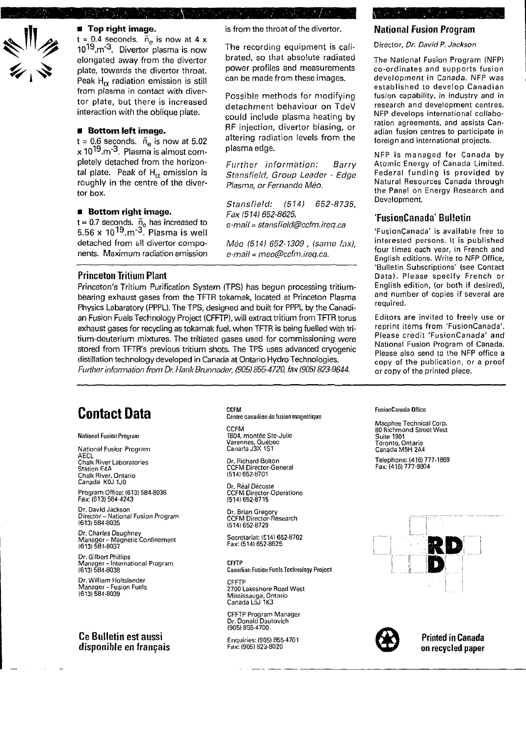■ **Top right image.**
t = 0.4 seconds. $\bar{n}_e$ is now at 4 x $10^{19}$.$m^{-3}$. Divertor plasma is now elongated away from the divertor plate, towards the divertor throat. Peak $H_\alpha$ radiation emission is still from plasma in contact with divertor plate, but there is increased interaction with the oblique plate.

■ **Bottom left image.**
t = 0.6 seconds. $\bar{n}_e$ is now at 5.02 x $10^{19}$.$m^{-3}$. Plasma is almost completely detached from the horizontal plate. Peak of $H_\alpha$ emission is roughly in the centre of the divertor box.

■ **Bottom right image.**
t = 0.7 seconds. $\bar{n}_e$ has increased to 5.56 x $10^{19}$.$m^{-3}$. Plasma is well detached from all divertor components. Maximum radiation emission is from the throat of the divertor.

The recording equipment is calibrated, so that absolute radiated power profiles and measurements can be made from these images.

Possible methods for modifying detachment behaviour on TdeV could include plasma heating by RF injection, divertor biasing, or altering radiation levels from the plasma edge.

*Further information: Barry Stansfield, Group Leader - Edge Plasma, or Fernando Méo.*

*Stansfield: (514) 652-8735, Fax (514) 652-8625, e-mail = stansfield@ccfm.ireq.ca*

*Méo (514) 652-1309 , (same fax), e-mail = meo@ccfm.ireq.ca.*

## Princeton Tritium Plant

Princeton's Tritium Purification System (TPS) has begun processing tritium-bearing exhaust gases from the TFTR tokamak, located at Princeton Plasma Physics Labaratory (PPPL). The TPS, designed and built for PPPL by the Canadian Fusion Fuels Technology Project (CFFTP), will extract tritium from TFTR torus exhaust gases for recycling as tokamak fuel, when TFTR is being fuelled with tritium-deuterium mixtures. The tritiated gases used for commissioning were stored from TFTR's previous tritium shots. The TPS uses advanced cryogenic distillation technology developed in Canada at Ontario Hydro Technologies.
*Further information from Dr. Hank Brunnader, (905) 855-4720, fax (905) 823-9644.*

## National Fusion Program

Director, *Dr. David P. Jackson*

The National Fusion Program (NFP) co-ordinates and supports fusion development in Canada. NFP was established to develop Canadian fusion capability, in industry and in research and development centres. NFP develops international collaboration agreements, and assists Canadian fusion centres to participate in foreign and international projects.

NFP is managed for Canada by Atomic Energy of Canada Limited. Federal funding is provided by Natural Resources Canada through the Panel on Energy Research and Development.

## 'FusionCanada' Bulletin

'FusionCanada' is available free to interested persons. It is published four times each year, in French and English editions. Write to NFP Office, 'Bulletin Subscriptions' (see Contact Data). Please specify French or English edition, (or both if desired), and number of copies if several are required.

Editors are invited to freely use or reprint items from 'FusionCanada'. Please credit 'FusionCanada' and National Fusion Program of Canada. Please also send to the NFP office a copy of the publication, or a proof or copy of the printed piece.

# Contact Data

**National Fusion Program**

National Fusion Program
AECL
Chalk River Laboratories
Station E4A
Chalk River, Ontario
Canada K0J 1J0

Program Office: (613) 584-8036
Fax: (613) 584-4243

Dr. David Jackson
Director – National Fusion Program
(613) 584-8035

Dr. Charles Daughney
Manager – Magnetic Confinement
(613) 584-8037

Dr. Gilbert Phillips
Manager – International Program
(613) 584-8038

Dr. William Holtslander
Manager – Fusion Fuels
(613) 584-8039

**CCFM**
**Centre canadien de fusion magnétique**

CCFM
1804, montée Ste-Julie
Varennes, Québec
Canada J3X 1S1

Dr. Richard Bolton
CCFM Director-General
(514) 652-8701

Dr. Réal Décoste
CCFM Director-Operations
(514) 652-8715

Dr. Brian Gregory
CCFM Director-Research
(514) 652-8729

Secretariat: (514) 652-8702
Fax: (514) 652-8625

**CFFTP**
**Canadian Fusion Fuels Technology Project**

CFFTP
2700 Lakeshore Road West
Mississauga, Ontario
Canada L5J 1K3

CFFTP Program Manager
Dr. Donald Dautovich
(905) 855-4700

Enquiries: (905) 855-4701
Fax: (905) 823-8020

**FusionCanada Office**

Macphee Technical Corp.
80 Richmond Street West
Suite 1901
Toronto, Ontario
Canada M5H 2A4

Telephone: (416) 777-1869
Fax: (416) 777-9804

**Ce Bulletin est aussi disponible en français**

**Printed in Canada on recycled paper**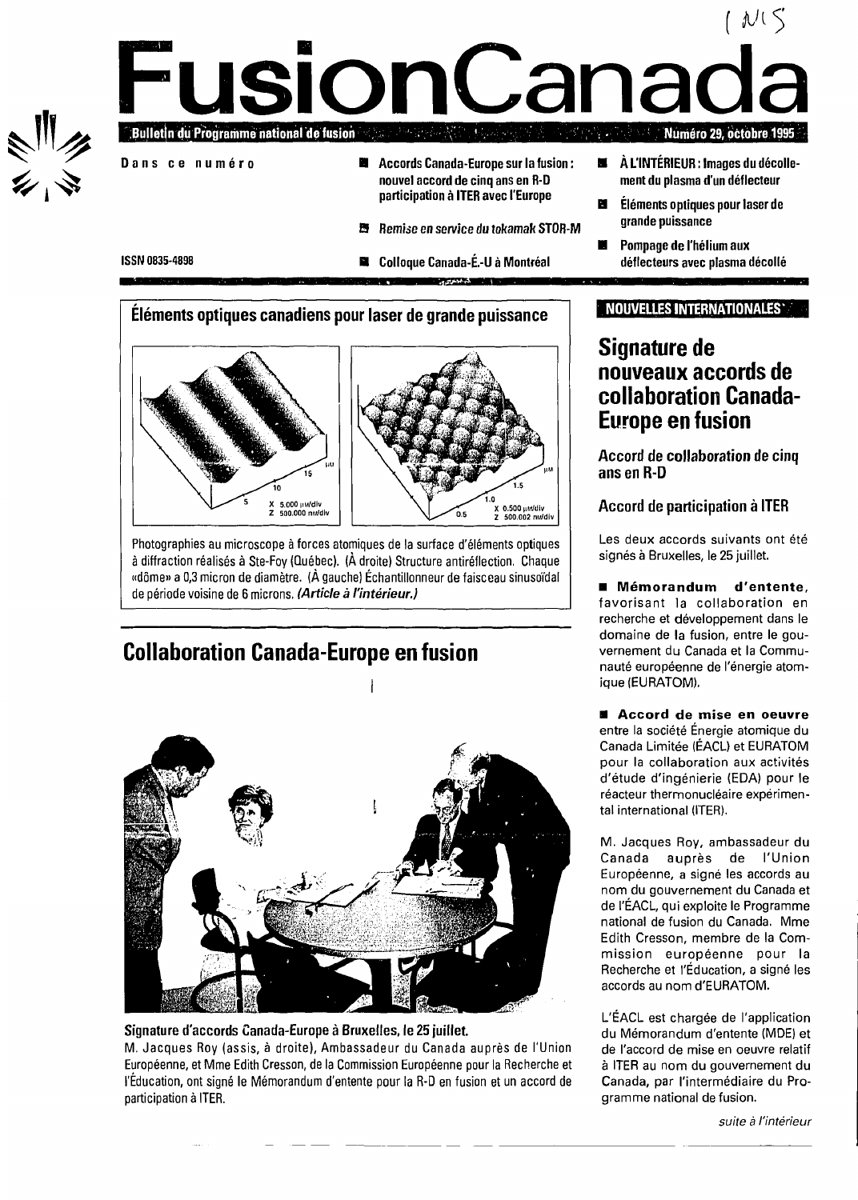# FusionCanada

Bulletin du Programme national de fusion — Numéro 29, octobre 1995

**Dans ce numéro**

- Accords Canada-Europe sur la fusion : nouvel accord de cinq ans en R-D participation à ITER avec l'Europe
- *Remise en service du tokamak STOR-M*
- Colloque Canada-É.-U à Montréal
- À L'INTÉRIEUR : Images du décollement du plasma d'un déflecteur
- Éléments optiques pour laser de grande puissance
- Pompage de l'hélium aux déflecteurs avec plasma décollé

ISSN 0835-4898

## Éléments optiques canadiens pour laser de grande puissance

Photographies au microscope à forces atomiques de la surface d'éléments optiques à diffraction réalisés à Ste-Foy (Québec). (À droite) Structure antiréflection. Chaque «dôme» a 0,3 micron de diamètre. (À gauche) Échantillonneur de faisceau sinusoïdal de période voisine de 6 microns. ***(Article à l'intérieur.)***

## Collaboration Canada-Europe en fusion

**Signature d'accords Canada-Europe à Bruxelles, le 25 juillet.**

M. Jacques Roy (assis, à droite), Ambassadeur du Canada auprès de l'Union Européenne, et Mme Edith Cresson, de la Commission Européenne pour la Recherche et l'Éducation, ont signé le Mémorandum d'entente pour la R-D en fusion et un accord de participation à ITER.

**NOUVELLES INTERNATIONALES**

## Signature de nouveaux accords de collaboration Canada-Europe en fusion

### Accord de collaboration de cinq ans en R-D

### Accord de participation à ITER

Les deux accords suivants ont été signés à Bruxelles, le 25 juillet.

- **Mémorandum d'entente**, favorisant la collaboration en recherche et développement dans le domaine de la fusion, entre le gouvernement du Canada et la Communauté européenne de l'énergie atomique (EURATOM).

- **Accord de mise en oeuvre** entre la société Énergie atomique du Canada Limitée (ÉACL) et EURATOM pour la collaboration aux activités d'étude d'ingénierie (EDA) pour le réacteur thermonucléaire expérimental international (ITER).

M. Jacques Roy, ambassadeur du Canada auprès de l'Union Européenne, a signé les accords au nom du gouvernement du Canada et de l'ÉACL, qui exploite le Programme national de fusion du Canada. Mme Edith Cresson, membre de la Commission européenne pour la Recherche et l'Éducation, a signé les accords au nom d'EURATOM.

L'ÉACL est chargée de l'application du Mémorandum d'entente (MDE) et de l'accord de mise en oeuvre relatif à ITER au nom du gouvernement du Canada, par l'intermédiaire du Programme national de fusion.

*suite à l'intérieur*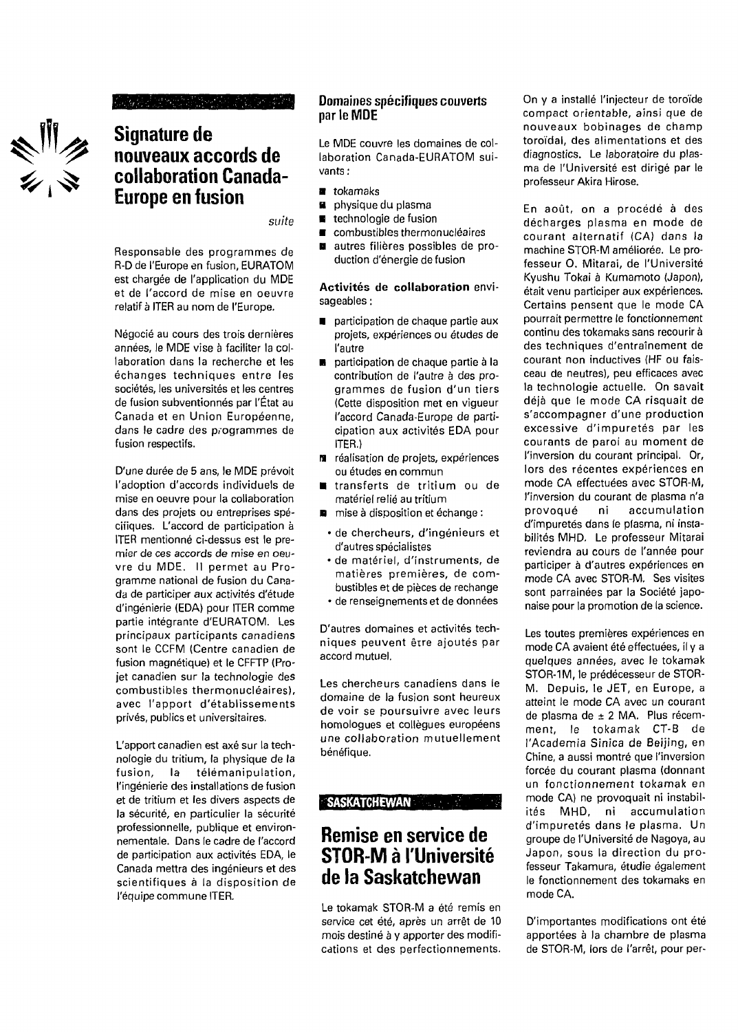# Signature de nouveaux accords de collaboration Canada-Europe en fusion

*suite*

Responsable des programmes de R-D de l'Europe en fusion, EURATOM est chargée de l'application du MDE et de l'accord de mise en oeuvre relatif à ITER au nom de l'Europe.

Négocié au cours des trois dernières années, le MDE vise à faciliter la collaboration dans la recherche et les échanges techniques entre les sociétés, les universités et les centres de fusion subventionnés par l'État au Canada et en Union Européenne, dans le cadre des programmes de fusion respectifs.

D'une durée de 5 ans, le MDE prévoit l'adoption d'accords individuels de mise en oeuvre pour la collaboration dans des projets ou entreprises spécifiques. L'accord de participation à ITER mentionné ci-dessus est le premier de ces accords de mise en oeuvre du MDE. Il permet au Programme national de fusion du Canada de participer aux activités d'étude d'ingénierie (EDA) pour ITER comme partie intégrante d'EURATOM. Les principaux participants canadiens sont le CCFM (Centre canadien de fusion magnétique) et le CFFTP (Projet canadien sur la technologie des combustibles thermonucléaires), avec l'apport d'établissements privés, publics et universitaires.

L'apport canadien est axé sur la technologie du tritium, la physique de la fusion, la télémanipulation, l'ingénierie des installations de fusion et de tritium et les divers aspects de la sécurité, en particulier la sécurité professionnelle, publique et environnementale. Dans le cadre de l'accord de participation aux activités EDA, le Canada mettra des ingénieurs et des scientifiques à la disposition de l'équipe commune ITER.

### Domaines spécifiques couverts par le MDE

Le MDE couvre les domaines de collaboration Canada-EURATOM suivants :

- tokamaks
- physique du plasma
- technologie de fusion
- combustibles thermonucléaires
- autres filières possibles de production d'énergie de fusion

**Activités de collaboration** envisageables :

- participation de chaque partie aux projets, expériences ou études de l'autre
- participation de chaque partie à la contribution de l'autre à des programmes de fusion d'un tiers (Cette disposition met en vigueur l'accord Canada-Europe de participation aux activités EDA pour ITER.)
- réalisation de projets, expériences ou études en commun
- transferts de tritium ou de matériel relié au tritium
- mise à disposition et échange :
  - de chercheurs, d'ingénieurs et d'autres spécialistes
  - de matériel, d'instruments, de matières premières, de combustibles et de pièces de rechange
  - de renseignements et de données

D'autres domaines et activités techniques peuvent être ajoutés par accord mutuel.

Les chercheurs canadiens dans le domaine de la fusion sont heureux de voir se poursuivre avec leurs homologues et collègues européens une collaboration mutuellement bénéfique.

SASKATCHEWAN

# Remise en service de STOR-M à l'Université de la Saskatchewan

Le tokamak STOR-M a été remis en service cet été, après un arrêt de 10 mois destiné à y apporter des modifications et des perfectionnements. On y a installé l'injecteur de toroïde compact orientable, ainsi que de nouveaux bobinages de champ toroïdal, des alimentations et des diagnostics. Le laboratoire du plasma de l'Université est dirigé par le professeur Akira Hirose.

En août, on a procédé à des décharges plasma en mode de courant alternatif (CA) dans la machine STOR-M améliorée. Le professeur O. Mitarai, de l'Université Kyushu Tokai à Kumamoto (Japon), était venu participer aux expériences. Certains pensent que le mode CA pourrait permettre le fonctionnement continu des tokamaks sans recourir à des techniques d'entraînement de courant non inductives (HF ou faisceau de neutres), peu efficaces avec la technologie actuelle. On savait déjà que le mode CA risquait de s'accompagner d'une production excessive d'impuretés par les courants de paroi au moment de l'inversion du courant principal. Or, lors des récentes expériences en mode CA effectuées avec STOR-M, l'inversion du courant de plasma n'a provoqué ni accumulation d'impuretés dans le plasma, ni instabilités MHD. Le professeur Mitarai reviendra au cours de l'année pour participer à d'autres expériences en mode CA avec STOR-M. Ses visites sont parrainées par la Société japonaise pour la promotion de la science.

Les toutes premières expériences en mode CA avaient été effectuées, il y a quelques années, avec le tokamak STOR-1M, le prédécesseur de STOR-M. Depuis, le JET, en Europe, a atteint le mode CA avec un courant de plasma de $\pm$ 2 MA. Plus récemment, le tokamak CT-6 de l'Academia Sinica de Beijing, en Chine, a aussi montré que l'inversion forcée du courant plasma (donnant un fonctionnement tokamak en mode CA) ne provoquait ni instabilités MHD, ni accumulation d'impuretés dans le plasma. Un groupe de l'Université de Nagoya, au Japon, sous la direction du professeur Takamura, étudie également le fonctionnement des tokamaks en mode CA.

D'importantes modifications ont été apportées à la chambre de plasma de STOR-M, lors de l'arrêt, pour per-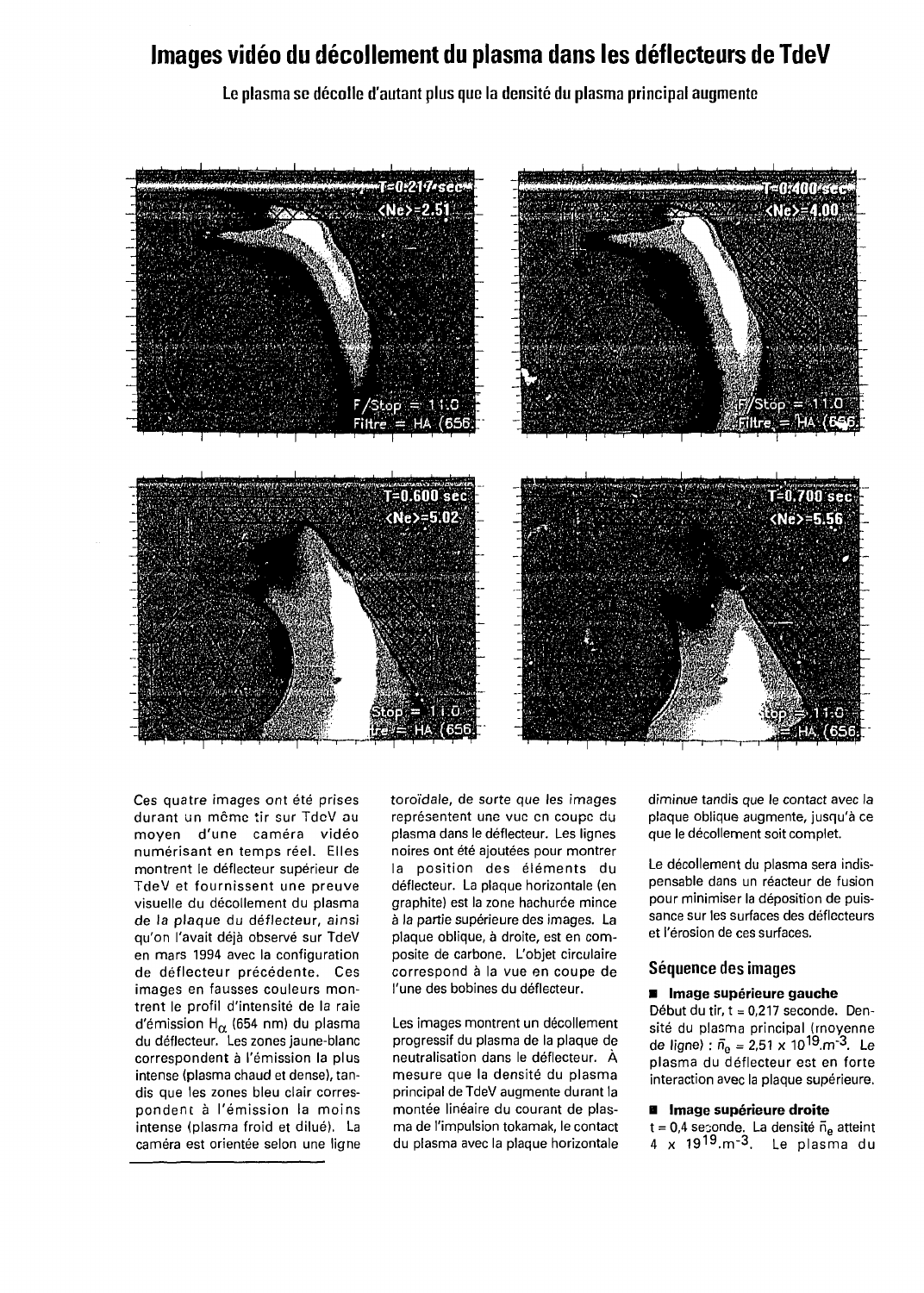# Images vidéo du décollement du plasma dans les déflecteurs de TdeV

Le plasma se décolle d'autant plus que la densité du plasma principal augmente

Ces quatre images ont été prises durant un même tir sur TdeV au moyen d'une caméra vidéo numérisant en temps réel. Elles montrent le déflecteur supérieur de TdeV et fournissent une preuve visuelle du décollement du plasma de la plaque du déflecteur, ainsi qu'on l'avait déjà observé sur TdeV en mars 1994 avec la configuration de déflecteur précédente. Ces images en fausses couleurs montrent le profil d'intensité de la raie d'émission $H_{\alpha}$ (654 nm) du plasma du déflecteur. Les zones jaune-blanc correspondent à l'émission la plus intense (plasma chaud et dense), tandis que les zones bleu clair correspondent à l'émission la moins intense (plasma froid et dilué). La caméra est orientée selon une ligne toroïdale, de sorte que les images représentent une vue en coupe du plasma dans le déflecteur. Les lignes noires ont été ajoutées pour montrer la position des éléments du déflecteur. La plaque horizontale (en graphite) est la zone hachurée mince à la partie supérieure des images. La plaque oblique, à droite, est en composite de carbone. L'objet circulaire correspond à la vue en coupe de l'une des bobines du déflecteur.

Les images montrent un décollement progressif du plasma de la plaque de neutralisation dans le déflecteur. À mesure que la densité du plasma principal de TdeV augmente durant la montée linéaire du courant de plasma de l'impulsion tokamak, le contact du plasma avec la plaque horizontale diminue tandis que le contact avec la plaque oblique augmente, jusqu'à ce que le décollement soit complet.

Le décollement du plasma sera indispensable dans un réacteur de fusion pour minimiser la déposition de puissance sur les surfaces des déflecteurs et l'érosion de ces surfaces.

## Séquence des images

- **Image supérieure gauche**
Début du tir, t = 0,217 seconde. Densité du plasma principal (moyenne de ligne) : $\bar{n}_e = 2{,}51 \times 10^{19}.m^{-3}$. Le plasma du déflecteur est en forte interaction avec la plaque supérieure.

- **Image supérieure droite**
t = 0,4 seconde. La densité $\bar{n}_e$ atteint $4 \times 19^{19}.m^{-3}$. Le plasma du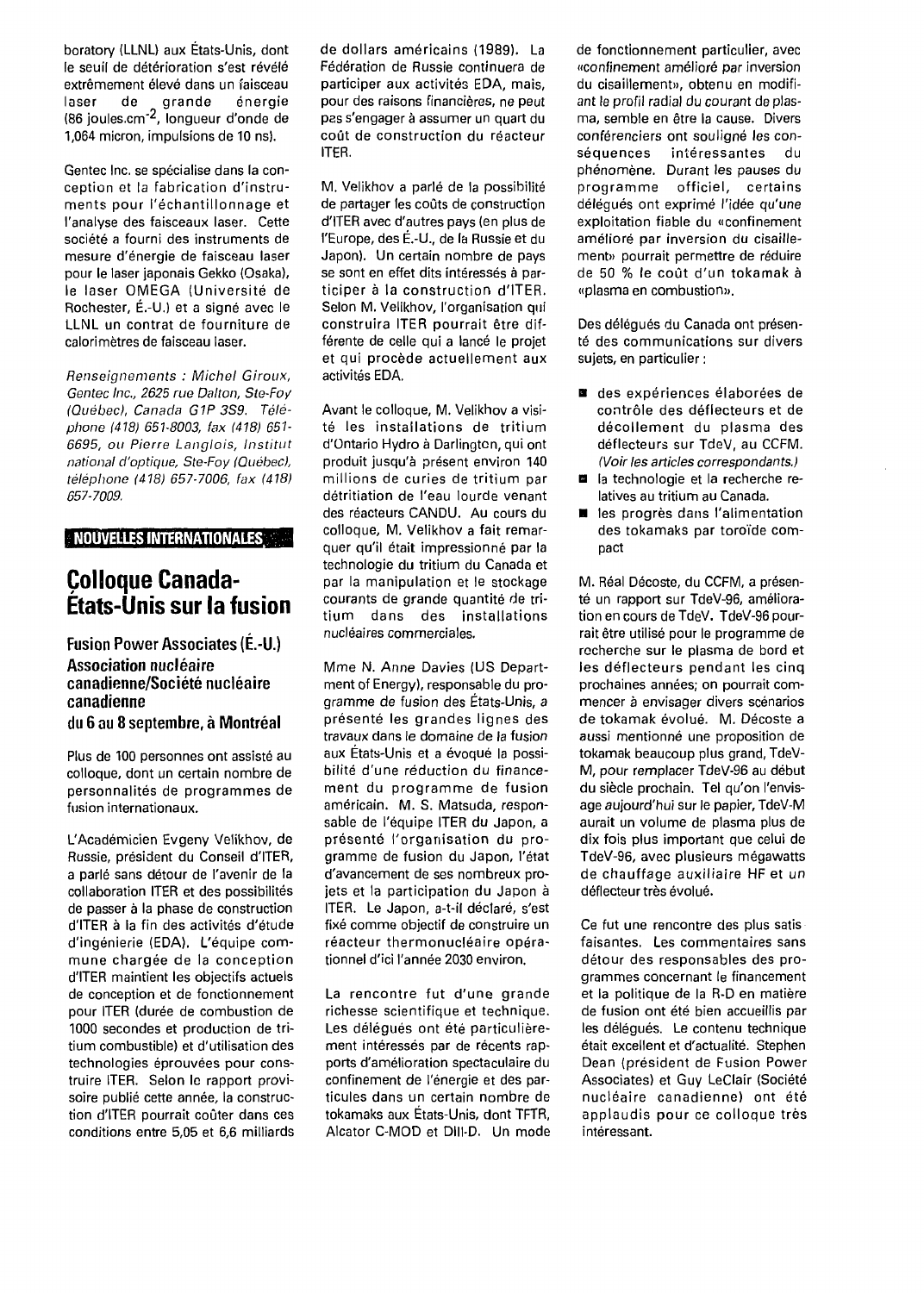boratory (LLNL) aux États-Unis, dont le seuil de détérioration s'est révélé extrêmement élevé dans un faisceau laser de grande énergie (86 joules.cm$^{-2}$, longueur d'onde de 1,064 micron, impulsions de 10 ns).

Gentec Inc. se spécialise dans la conception et la fabrication d'instruments pour l'échantillonnage et l'analyse des faisceaux laser. Cette société a fourni des instruments de mesure d'énergie de faisceau laser pour le laser japonais Gekko (Osaka), le laser OMEGA (Université de Rochester, É.-U.) et a signé avec le LLNL un contrat de fourniture de calorimètres de faisceau laser.

*Renseignements : Michel Giroux, Gentec Inc., 2625 rue Dalton, Ste-Foy (Québec), Canada G1P 3S9. Téléphone (418) 651-8003, fax (418) 651-6695, ou Pierre Langlois, Institut national d'optique, Ste-Foy (Québec), téléphone (418) 657-7006, fax (418) 657-7009.*

**NOUVELLES INTERNATIONALES**

# Colloque Canada-États-Unis sur la fusion

### Fusion Power Associates (É.-U.) Association nucléaire canadienne/Société nucléaire canadienne du 6 au 8 septembre, à Montréal

Plus de 100 personnes ont assisté au colloque, dont un certain nombre de personnalités de programmes de fusion internationaux.

L'Académicien Evgeny Velikhov, de Russie, président du Conseil d'ITER, a parlé sans détour de l'avenir de la collaboration ITER et des possibilités de passer à la phase de construction d'ITER à la fin des activités d'étude d'ingénierie (EDA). L'équipe commune chargée de la conception d'ITER maintient les objectifs actuels de conception et de fonctionnement pour ITER (durée de combustion de 1000 secondes et production de tritium combustible) et d'utilisation des technologies éprouvées pour construire ITER. Selon le rapport provisoire publié cette année, la construction d'ITER pourrait coûter dans ces conditions entre 5,05 et 6,6 milliards de dollars américains (1989). La Fédération de Russie continuera de participer aux activités EDA, mais, pour des raisons financières, ne peut pas s'engager à assumer un quart du coût de construction du réacteur ITER.

M. Velikhov a parlé de la possibilité de partager les coûts de construction d'ITER avec d'autres pays (en plus de l'Europe, des É.-U., de la Russie et du Japon). Un certain nombre de pays se sont en effet dits intéressés à participer à la construction d'ITER. Selon M. Velikhov, l'organisation qui construira ITER pourrait être différente de celle qui a lancé le projet et qui procède actuellement aux activités EDA.

Avant le colloque, M. Velikhov a visité les installations de tritium d'Ontario Hydro à Darlington, qui ont produit jusqu'à présent environ 140 millions de curies de tritium par détritiation de l'eau lourde venant des réacteurs CANDU. Au cours du colloque, M. Velikhov a fait remarquer qu'il était impressionné par la technologie du tritium du Canada et par la manipulation et le stockage courants de grande quantité de tritium dans des installations nucléaires commerciales.

Mme N. Anne Davies (US Department of Energy), responsable du programme de fusion des États-Unis, a présenté les grandes lignes des travaux dans le domaine de la fusion aux États-Unis et a évoqué la possibilité d'une réduction du financement du programme de fusion américain. M. S. Matsuda, responsable de l'équipe ITER du Japon, a présenté l'organisation du programme de fusion du Japon, l'état d'avancement de ses nombreux projets et la participation du Japon à ITER. Le Japon, a-t-il déclaré, s'est fixé comme objectif de construire un réacteur thermonucléaire opérationnel d'ici l'année 2030 environ.

La rencontre fut d'une grande richesse scientifique et technique. Les délégués ont été particulièrement intéressés par de récents rapports d'amélioration spectaculaire du confinement de l'énergie et des particules dans un certain nombre de tokamaks aux États-Unis, dont TFTR, Alcator C-MOD et DIII-D. Un mode de fonctionnement particulier, avec «confinement amélioré par inversion du cisaillement», obtenu en modifiant le profil radial du courant de plasma, semble en être la cause. Divers conférenciers ont souligné les conséquences intéressantes du phénomène. Durant les pauses du programme officiel, certains délégués ont exprimé l'idée qu'une exploitation fiable du «confinement amélioré par inversion du cisaillement» pourrait permettre de réduire de 50 % le coût d'un tokamak à «plasma en combustion».

Des délégués du Canada ont présenté des communications sur divers sujets, en particulier :

- des expériences élaborées de contrôle des déflecteurs et de décollement du plasma des déflecteurs sur TdeV, au CCFM. *(Voir les articles correspondants.)*
- la technologie et la recherche relatives au tritium au Canada.
- les progrès dans l'alimentation des tokamaks par toroïde compact

M. Réal Décoste, du CCFM, a présenté un rapport sur TdeV-96, amélioration en cours de TdeV. TdeV-96 pourrait être utilisé pour le programme de recherche sur le plasma de bord et les déflecteurs pendant les cinq prochaines années; on pourrait commencer à envisager divers scénarios de tokamak évolué. M. Décoste a aussi mentionné une proposition de tokamak beaucoup plus grand, TdeV-M, pour remplacer TdeV-96 au début du siècle prochain. Tel qu'on l'envisage aujourd'hui sur le papier, TdeV-M aurait un volume de plasma plus de dix fois plus important que celui de TdeV-96, avec plusieurs mégawatts de chauffage auxiliaire HF et un déflecteur très évolué.

Ce fut une rencontre des plus satisfaisantes. Les commentaires sans détour des responsables des programmes concernant le financement et la politique de la R-D en matière de fusion ont été bien accueillis par les délégués. Le contenu technique était excellent et d'actualité. Stephen Dean (président de Fusion Power Associates) et Guy LeClair (Société nucléaire canadienne) ont été applaudis pour ce colloque très intéressant.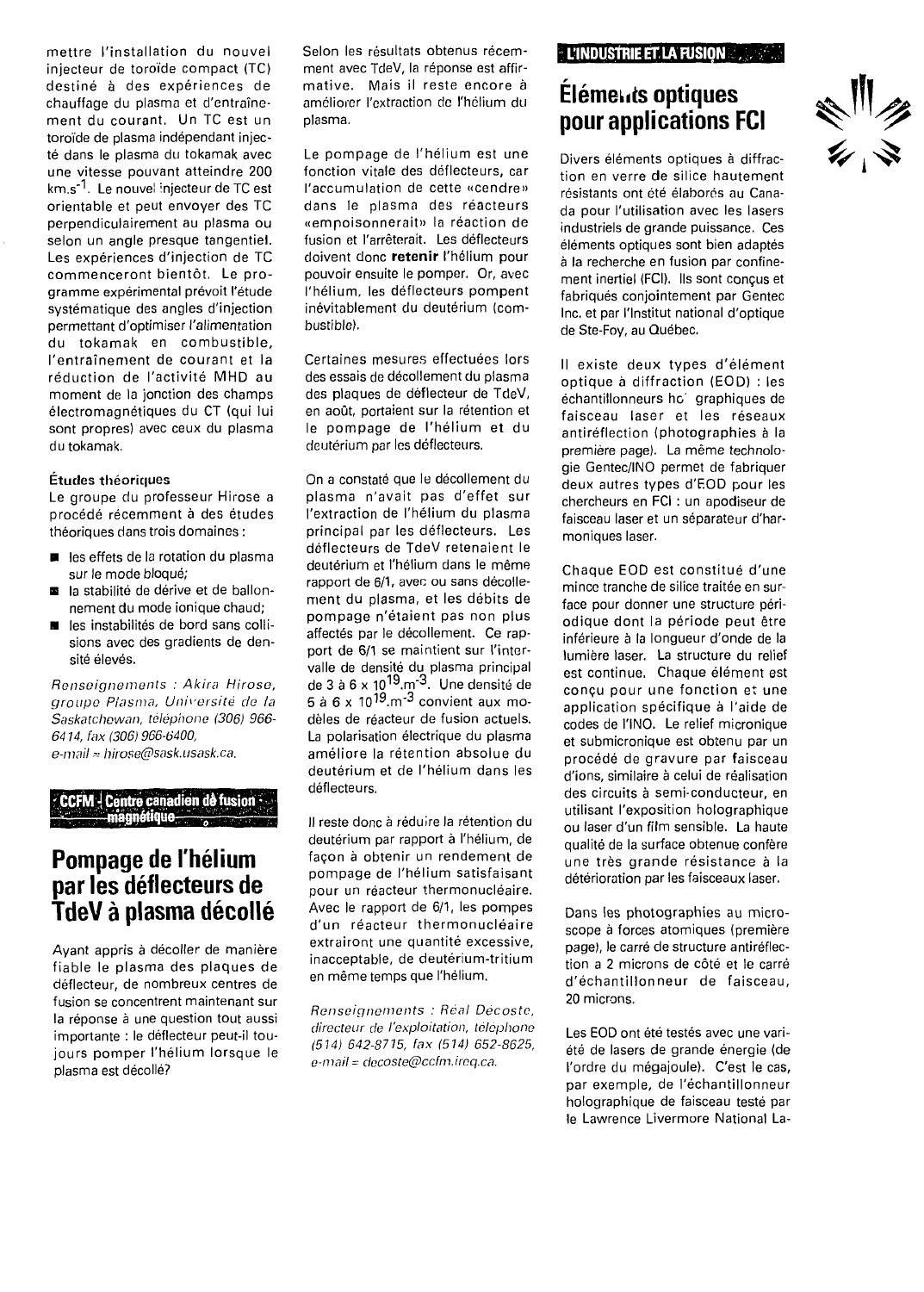mettre l'installation du nouvel injecteur de toroïde compact (TC) destiné à des expériences de chauffage du plasma et d'entraînement du courant. Un TC est un toroïde de plasma indépendant injecté dans le plasma du tokamak avec une vitesse pouvant atteindre 200 $km.s^{-1}$. Le nouvel injecteur de TC est orientable et peut envoyer des TC perpendiculairement au plasma ou selon un angle presque tangentiel. Les expériences d'injection de TC commenceront bientôt. Le programme expérimental prévoit l'étude systématique des angles d'injection permettant d'optimiser l'alimentation du tokamak en combustible, l'entraînement de courant et la réduction de l'activité MHD au moment de la jonction des champs électromagnétiques du CT (qui lui sont propres) avec ceux du plasma du tokamak.

**Études théoriques**

Le groupe du professeur Hirose a procédé récemment à des études théoriques dans trois domaines :

- les effets de la rotation du plasma sur le mode bloqué;
- la stabilité de dérive et de ballonnement du mode ionique chaud;
- les instabilités de bord sans collisions avec des gradients de densité élevés.

*Renseignements : Akira Hirose, groupe Plasma, Université de la Saskatchewan, téléphone (306) 966-6414, fax (306) 966-6400, e-mail = hirose@sask.usask.ca.*

CCFM - Centre canadien de fusion magnétique

# Pompage de l'hélium par les déflecteurs de TdeV à plasma décollé

Ayant appris à décoller de manière fiable le plasma des plaques de déflecteur, de nombreux centres de fusion se concentrent maintenant sur la réponse à une question tout aussi importante : le déflecteur peut-il toujours pomper l'hélium lorsque le plasma est décollé?

Selon les résultats obtenus récemment avec TdeV, la réponse est affirmative. Mais il reste encore à améliorer l'extraction de l'hélium du plasma.

Le pompage de l'hélium est une fonction vitale des déflecteurs, car l'accumulation de cette «cendre» dans le plasma des réacteurs «empoisonnerait» la réaction de fusion et l'arrêterait. Les déflecteurs doivent donc **retenir** l'hélium pour pouvoir ensuite le pomper. Or, avec l'hélium, les déflecteurs pompent inévitablement du deutérium (combustible).

Certaines mesures effectuées lors des essais de décollement du plasma des plaques de déflecteur de TdeV, en août, portaient sur la rétention et le pompage de l'hélium et du deutérium par les déflecteurs.

On a constaté que le décollement du plasma n'avait pas d'effet sur l'extraction de l'hélium du plasma principal par les déflecteurs. Les déflecteurs de TdeV retenaient le deutérium et l'hélium dans le même rapport de 6/1, avec ou sans décollement du plasma, et les débits de pompage n'étaient pas non plus affectés par le décollement. Ce rapport de 6/1 se maintient sur l'intervalle de densité du plasma principal de 3 à 6 x $10^{19}.m^{-3}$. Une densité de 5 à 6 x $10^{19}.m^{-3}$ convient aux modèles de réacteur de fusion actuels. La polarisation électrique du plasma améliore la rétention absolue du deutérium et de l'hélium dans les déflecteurs.

Il reste donc à réduire la rétention du deutérium par rapport à l'hélium, de façon à obtenir un rendement de pompage de l'hélium satisfaisant pour un réacteur thermonucléaire. Avec le rapport de 6/1, les pompes d'un réacteur thermonucléaire extrairont une quantité excessive, inacceptable, de deutérium-tritium en même temps que l'hélium.

*Renseignements : Réal Décoste, directeur de l'exploitation, téléphone (514) 642-8715, fax (514) 652-8625, e-mail = decoste@ccfm.ireq.ca.*

L'INDUSTRIE ET LA FUSION

# Éléments optiques pour applications FCI

Divers éléments optiques à diffraction en verre de silice hautement résistants ont été élaborés au Canada pour l'utilisation avec les lasers industriels de grande puissance. Ces éléments optiques sont bien adaptés à la recherche en fusion par confinement inertiel (FCI). Ils sont conçus et fabriqués conjointement par Gentec Inc. et par l'Institut national d'optique de Ste-Foy, au Québec.

Il existe deux types d'élément optique à diffraction (EOD) : les échantillonneurs holographiques de faisceau laser et les réseaux antiréflection (photographies à la première page). La même technologie Gentec/INO permet de fabriquer deux autres types d'EOD pour les chercheurs en FCI : un apodiseur de faisceau laser et un séparateur d'harmoniques laser.

Chaque EOD est constitué d'une mince tranche de silice traitée en surface pour donner une structure périodique dont la période peut être inférieure à la longueur d'onde de la lumière laser. La structure du relief est continue. Chaque élément est conçu pour une fonction et une application spécifique à l'aide de codes de l'INO. Le relief micronique et submicronique est obtenu par un procédé de gravure par faisceau d'ions, similaire à celui de réalisation des circuits à semi-conducteur, en utilisant l'exposition holographique ou laser d'un film sensible. La haute qualité de la surface obtenue confère une très grande résistance à la détérioration par les faisceaux laser.

Dans les photographies au microscope à forces atomiques (première page), le carré de structure antiréflection a 2 microns de côté et le carré d'échantillonneur de faisceau, 20 microns.

Les EOD ont été testés avec une variété de lasers de grande énergie (de l'ordre du mégajoule). C'est le cas, par exemple, de l'échantillonneur holographique de faisceau testé par le Lawrence Livermore National La-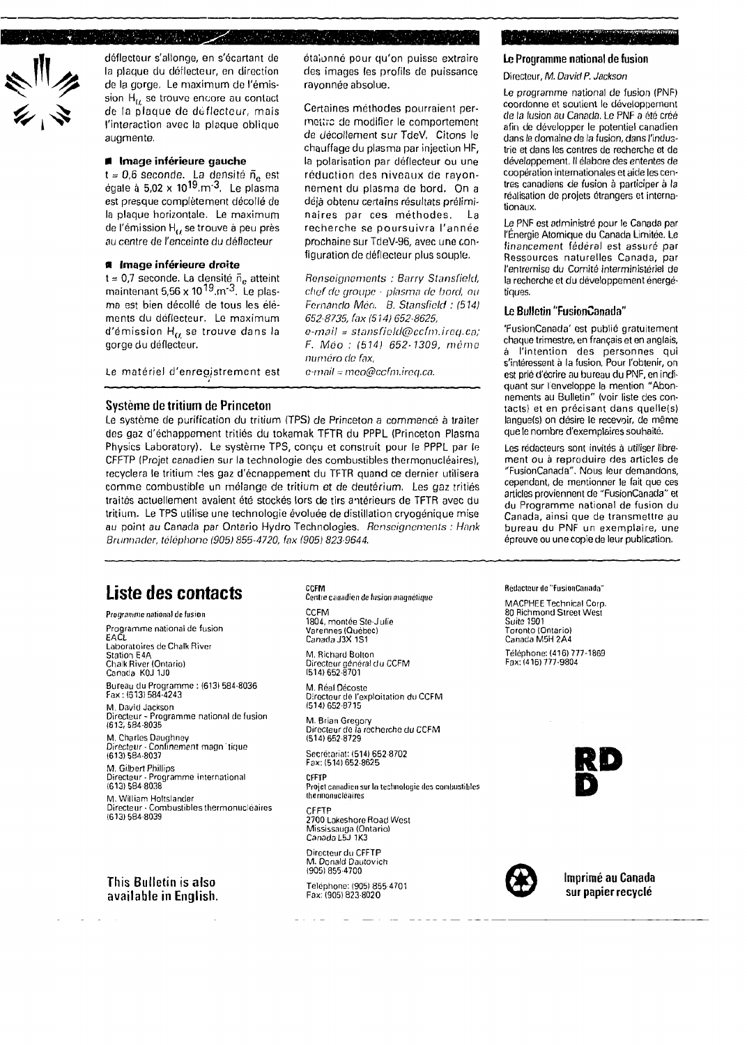déflecteur s'allonge, en s'écartant de la plaque du déflecteur, en direction de la gorge. Le maximum de l'émission $H_\alpha$ se trouve encore au contact de la plaque de déflecteur, mais l'interaction avec la plaque oblique augmente.

- **Image inférieure gauche**

t = 0,6 seconde. La densité $\bar{n}_e$ est égale à 5,02 x $10^{19}$.m$^{-3}$. Le plasma est presque complètement décollé de la plaque horizontale. Le maximum de l'émission $H_\alpha$ se trouve à peu près au centre de l'enceinte du déflecteur

- **Image inférieure droite**

t = 0,7 seconde. La densité $\bar{n}_e$ atteint maintenant 5,56 x $10^{19}$.m$^{-3}$. Le plasma est bien décollé de tous les éléments du déflecteur. Le maximum d'émission $H_\alpha$ se trouve dans la gorge du déflecteur.

Le matériel d'enregistrement est étalonné pour qu'on puisse extraire des images les profils de puissance rayonnée absolue.

Certaines méthodes pourraient permettre de modifier le comportement de décollement sur TdeV. Citons le chauffage du plasma par injection HF, la polarisation par déflecteur ou une réduction des niveaux de rayonnement du plasma de bord. On a déjà obtenu certains résultats préliminaires par ces méthodes. La recherche se poursuivra l'année prochaine sur TdeV-96, avec une configuration de déflecteur plus souple.

*Renseignements : Barry Stansfield, chef de groupe - plasma de bord, ou Fernando Méo. B. Stansfield : (514) 652-8735, fax (514) 652-8625, e-mail = stansfield@ccfm.ireq.ca; F. Méo : (514) 652-1309, même numéro de fax, e-mail = meo@ccfm.ireq.ca.*

## Système de tritium de Princeton

Le système de purification du tritium (TPS) de Princeton a commencé à traiter des gaz d'échappement tritiés du tokamak TFTR du PPPL (Princeton Plasma Physics Laboratory). Le système TPS, conçu et construit pour le PPPL par le CFFTP (Projet canadien sur la technologie des combustibles thermonucléaires), recyclera le tritium des gaz d'échappement du TFTR quand ce dernier utilisera comme combustible un mélange de tritium et de deutérium. Les gaz tritiés traités actuellement avaient été stockés lors de tirs antérieurs de TFTR avec du tritium. Le TPS utilise une technologie évoluée de distillation cryogénique mise au point au Canada par Ontario Hydro Technologies. *Renseignements : Hank Brunnader, téléphone (905) 855-4720, fax (905) 823-9644.*

## Le Programme national de fusion

Directeur, *M. David P. Jackson*

Le programme national de fusion (PNF) coordonne et soutient le développement de la fusion au Canada. Le PNF a été créé afin de développer le potentiel canadien dans le domaine de la fusion, dans l'industrie et dans les centres de recherche et de développement. Il élabore des ententes de coopération internationales et aide les centres canadiens de fusion à participer à la réalisation de projets étrangers et internationaux.

Le PNF est administré pour le Canada par l'Énergie Atomique du Canada Limitée. Le financement fédéral est assuré par Ressources naturelles Canada, par l'entremise du Comité interministériel de la recherche et du développement énergétiques.

## Le Bulletin "FusionCanada"

'FusionCanada' est publié gratuitement chaque trimestre, en français et en anglais, à l'intention des personnes qui s'intéressent à la fusion. Pour l'obtenir, on est prié d'écrire au bureau du PNF, en indiquant sur l'enveloppe la mention "Abonnements au Bulletin" (voir liste des contacts) et en précisant dans quelle(s) langue(s) on désire le recevoir, de même que le nombre d'exemplaires souhaité.

Les rédacteurs sont invités à utiliser librement ou à reproduire des articles de "FusionCanada". Nous leur demandons, cependant, de mentionner le fait que ces articles proviennent de "FusionCanada" et du Programme national de fusion du Canada, ainsi que de transmettre au bureau du PNF un exemplaire, une épreuve ou une copie de leur publication.

# Liste des contacts

*Programme national de fusion*

Programme national de fusion
EACL
Laboratoires de Chalk River
Station E4A
Chalk River (Ontario)
Canada K0J 1J0

Bureau du Programme : (613) 584-8036
Fax : (613) 584-4243

M. David Jackson
Directeur - Programme national de fusion
(613) 584-8035

M. Charles Daughney
Directeur - Confinement magnétique
(613) 584-8037

M. Gilbert Phillips
Directeur - Programme international
(613) 584-8038

M. William Holtslander
Directeur - Combustibles thermonucléaires
(613) 584-8039

**This Bulletin is also available in English.**

CCFM
*Centre canadien de fusion magnétique*

CCFM
1804, montée Ste-Julie
Varennes (Québec)
Canada J3X 1S1

M. Richard Bolton
Directeur général du CCFM
(514) 652-8701

M. Réal Décoste
Directeur de l'exploitation du CCFM
(514) 652-8715

M. Brian Gregory
Directeur de la recherche du CCFM
(514) 652-8729

Secrétariat: (514) 652-8702
Fax: (514) 652-8625

CFFTP
*Projet canadien sur la technologie des combustibles thermonucléaires*

CFFTP
2700 Lakeshore Road West
Mississauga (Ontario)
Canada L5J 1K3

Directeur du CFFTP
M. Donald Dautovich
(905) 855-4700

Téléphone: (905) 855-4701
Fax: (905) 823-8020

Rédacteur de "FusionCanada"

MACPHEE Technical Corp.
80 Richmond Street West
Suite 1901
Toronto (Ontario)
Canada M5H 2A4

Téléphone: (416) 777-1869
Fax: (416) 777-9804

**Imprimé au Canada sur papier recyclé**